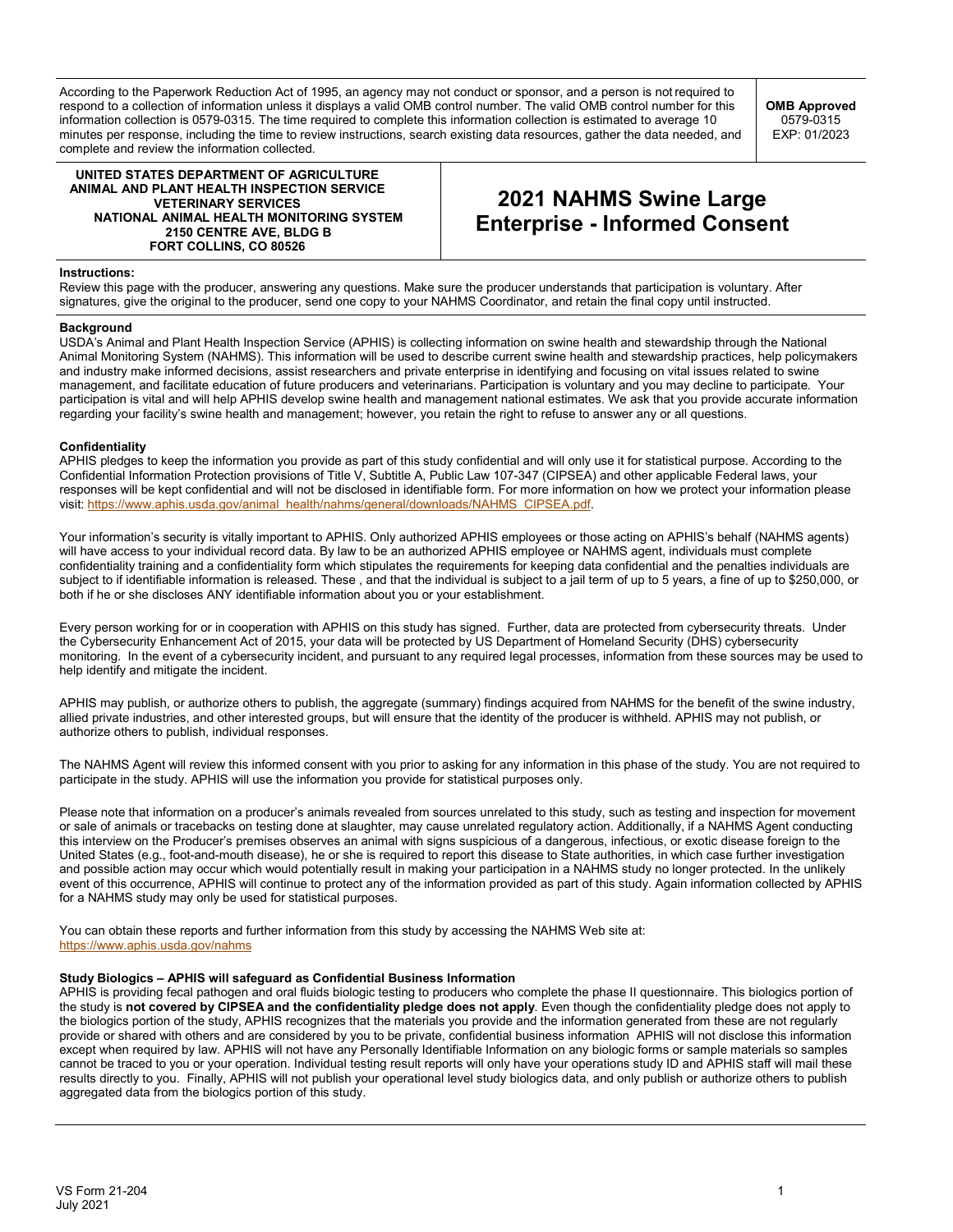According to the Paperwork Reduction Act of 1995, an agency may not conduct or sponsor, and a person is not required to respond to a collection of information unless it displays a valid OMB control number. The valid OMB control number for this information collection is 0579-0315. The time required to complete this information collection is estimated to average 10 minutes per response, including the time to review instructions, search existing data resources, gather the data needed, and complete and review the information collected.

**OMB Approved**
0579-0315
EXP: 01/2023

**UNITED STATES DEPARTMENT OF AGRICULTURE**
**ANIMAL AND PLANT HEALTH INSPECTION SERVICE**
**VETERINARY SERVICES**
**NATIONAL ANIMAL HEALTH MONITORING SYSTEM**
**2150 CENTRE AVE, BLDG B**
**FORT COLLINS, CO 80526**

# 2021 NAHMS Swine Large Enterprise - Informed Consent

**Instructions:**
Review this page with the producer, answering any questions. Make sure the producer understands that participation is voluntary. After signatures, give the original to the producer, send one copy to your NAHMS Coordinator, and retain the final copy until instructed.

**Background**
USDA's Animal and Plant Health Inspection Service (APHIS) is collecting information on swine health and stewardship through the National Animal Monitoring System (NAHMS). This information will be used to describe current swine health and stewardship practices, help policymakers and industry make informed decisions, assist researchers and private enterprise in identifying and focusing on vital issues related to swine management, and facilitate education of future producers and veterinarians. Participation is voluntary and you may decline to participate. Your participation is vital and will help APHIS develop swine health and management national estimates. We ask that you provide accurate information regarding your facility's swine health and management; however, you retain the right to refuse to answer any or all questions.

**Confidentiality**
APHIS pledges to keep the information you provide as part of this study confidential and will only use it for statistical purpose. According to the Confidential Information Protection provisions of Title V, Subtitle A, Public Law 107-347 (CIPSEA) and other applicable Federal laws, your responses will be kept confidential and will not be disclosed in identifiable form. For more information on how we protect your information please visit: https://www.aphis.usda.gov/animal_health/nahms/general/downloads/NAHMS_CIPSEA.pdf.

Your information's security is vitally important to APHIS. Only authorized APHIS employees or those acting on APHIS's behalf (NAHMS agents) will have access to your individual record data. By law to be an authorized APHIS employee or NAHMS agent, individuals must complete confidentiality training and a confidentiality form which stipulates the requirements for keeping data confidential and the penalties individuals are subject to if identifiable information is released. These , and that the individual is subject to a jail term of up to 5 years, a fine of up to $250,000, or both if he or she discloses ANY identifiable information about you or your establishment.

Every person working for or in cooperation with APHIS on this study has signed. Further, data are protected from cybersecurity threats. Under the Cybersecurity Enhancement Act of 2015, your data will be protected by US Department of Homeland Security (DHS) cybersecurity monitoring. In the event of a cybersecurity incident, and pursuant to any required legal processes, information from these sources may be used to help identify and mitigate the incident.

APHIS may publish, or authorize others to publish, the aggregate (summary) findings acquired from NAHMS for the benefit of the swine industry, allied private industries, and other interested groups, but will ensure that the identity of the producer is withheld. APHIS may not publish, or authorize others to publish, individual responses.

The NAHMS Agent will review this informed consent with you prior to asking for any information in this phase of the study. You are not required to participate in the study. APHIS will use the information you provide for statistical purposes only.

Please note that information on a producer's animals revealed from sources unrelated to this study, such as testing and inspection for movement or sale of animals or tracebacks on testing done at slaughter, may cause unrelated regulatory action. Additionally, if a NAHMS Agent conducting this interview on the Producer's premises observes an animal with signs suspicious of a dangerous, infectious, or exotic disease foreign to the United States (e.g., foot-and-mouth disease), he or she is required to report this disease to State authorities, in which case further investigation and possible action may occur which would potentially result in making your participation in a NAHMS study no longer protected. In the unlikely event of this occurrence, APHIS will continue to protect any of the information provided as part of this study. Again information collected by APHIS for a NAHMS study may only be used for statistical purposes.

You can obtain these reports and further information from this study by accessing the NAHMS Web site at: https://www.aphis.usda.gov/nahms

**Study Biologics – APHIS will safeguard as Confidential Business Information**
APHIS is providing fecal pathogen and oral fluids biologic testing to producers who complete the phase II questionnaire. This biologics portion of the study is **not covered by CIPSEA and the confidentiality pledge does not apply**. Even though the confidentiality pledge does not apply to the biologics portion of the study, APHIS recognizes that the materials you provide and the information generated from these are not regularly provide or shared with others and are considered by you to be private, confidential business information APHIS will not disclose this information except when required by law. APHIS will not have any Personally Identifiable Information on any biologic forms or sample materials so samples cannot be traced to you or your operation. Individual testing result reports will only have your operations study ID and APHIS staff will mail these results directly to you. Finally, APHIS will not publish your operational level study biologics data, and only publish or authorize others to publish aggregated data from the biologics portion of this study.

VS Form 21-204
July 2021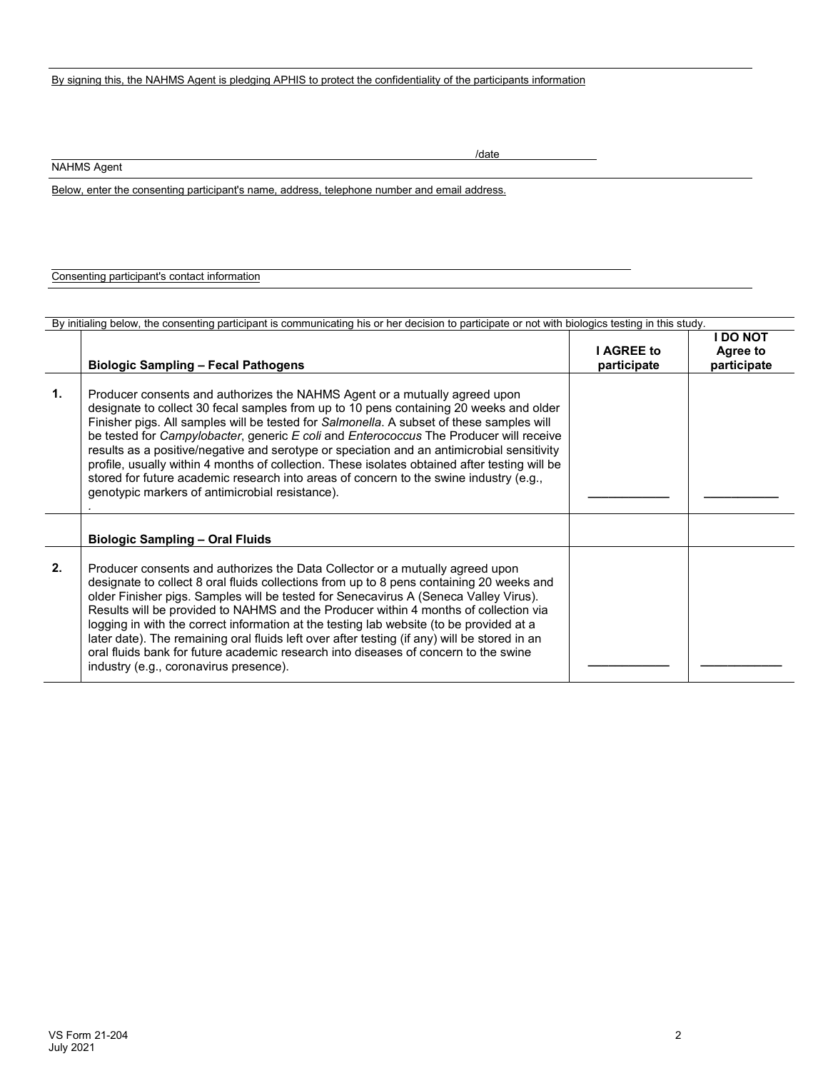By signing this, the NAHMS Agent is pledging APHIS to protect the confidentiality of the participants information

/date

NAHMS Agent

Below, enter the consenting participant's name, address, telephone number and email address.

Consenting participant's contact information

By initialing below, the consenting participant is communicating his or her decision to participate or not with biologics testing in this study.

| | **Biologic Sampling – Fecal Pathogens** | **I AGREE to participate** | **I DO NOT Agree to participate** |
|---|---|---|---|
| **1.** | Producer consents and authorizes the NAHMS Agent or a mutually agreed upon designate to collect 30 fecal samples from up to 10 pens containing 20 weeks and older Finisher pigs. All samples will be tested for *Salmonella*. A subset of these samples will be tested for *Campylobacter*, generic *E coli* and *Enterococcus* The Producer will receive results as a positive/negative and serotype or speciation and an antimicrobial sensitivity profile, usually within 4 months of collection. These isolates obtained after testing will be stored for future academic research into areas of concern to the swine industry (e.g., genotypic markers of antimicrobial resistance). . | ____________ | ____________ |
| | **Biologic Sampling – Oral Fluids** | | |
| **2.** | Producer consents and authorizes the Data Collector or a mutually agreed upon designate to collect 8 oral fluids collections from up to 8 pens containing 20 weeks and older Finisher pigs. Samples will be tested for Senecavirus A (Seneca Valley Virus). Results will be provided to NAHMS and the Producer within 4 months of collection via logging in with the correct information at the testing lab website (to be provided at a later date). The remaining oral fluids left over after testing (if any) will be stored in an oral fluids bank for future academic research into diseases of concern to the swine industry (e.g., coronavirus presence). | ____________ | ____________ |

VS Form 21-204
July 2021